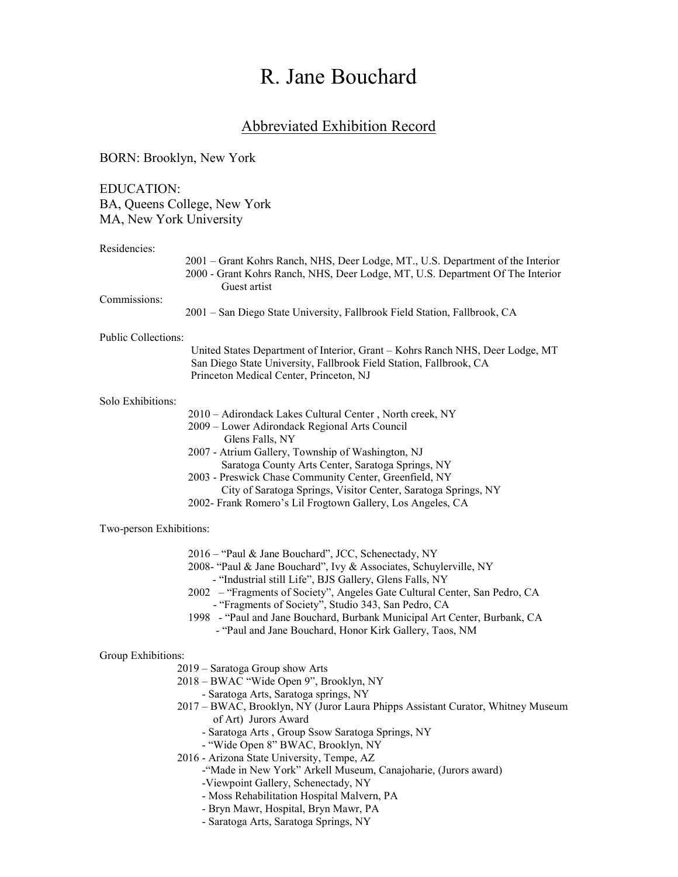# R. Jane Bouchard

## Abbreviated Exhibition Record

BORN: Brooklyn, New York

EDUCATION:
BA, Queens College, New York
MA, New York University

Residencies:

- 2001 – Grant Kohrs Ranch, NHS, Deer Lodge, MT., U.S. Department of the Interior
- 2000 - Grant Kohrs Ranch, NHS, Deer Lodge, MT, U.S. Department Of The Interior Guest artist

Commissions:

- 2001 – San Diego State University, Fallbrook Field Station, Fallbrook, CA

Public Collections:

- United States Department of Interior, Grant – Kohrs Ranch NHS, Deer Lodge, MT
- San Diego State University, Fallbrook Field Station, Fallbrook, CA
- Princeton Medical Center, Princeton, NJ

Solo Exhibitions:

- 2010 – Adirondack Lakes Cultural Center , North creek, NY
- 2009 – Lower Adirondack Regional Arts Council Glens Falls, NY
- 2007 - Atrium Gallery, Township of Washington, NJ
  - Saratoga County Arts Center, Saratoga Springs, NY
- 2003 - Preswick Chase Community Center, Greenfield, NY
  - City of Saratoga Springs, Visitor Center, Saratoga Springs, NY
- 2002- Frank Romero's Lil Frogtown Gallery, Los Angeles, CA

Two-person Exhibitions:

- 2016 – "Paul & Jane Bouchard", JCC, Schenectady, NY
- 2008- "Paul & Jane Bouchard", Ivy & Associates, Schuylerville, NY
  - "Industrial still Life", BJS Gallery, Glens Falls, NY
- 2002 – "Fragments of Society", Angeles Gate Cultural Center, San Pedro, CA
  - "Fragments of Society", Studio 343, San Pedro, CA
- 1998 - "Paul and Jane Bouchard, Burbank Municipal Art Center, Burbank, CA
  - "Paul and Jane Bouchard, Honor Kirk Gallery, Taos, NM

Group Exhibitions:

- 2019 – Saratoga Group show Arts
- 2018 – BWAC "Wide Open 9", Brooklyn, NY
  - Saratoga Arts, Saratoga springs, NY
- 2017 – BWAC, Brooklyn, NY (Juror Laura Phipps Assistant Curator, Whitney Museum of Art) Jurors Award
  - Saratoga Arts , Group Ssow Saratoga Springs, NY
  - "Wide Open 8" BWAC, Brooklyn, NY
- 2016 - Arizona State University, Tempe, AZ
  - "Made in New York" Arkell Museum, Canajoharie, (Jurors award)
  - Viewpoint Gallery, Schenectady, NY
  - Moss Rehabilitation Hospital Malvern, PA
  - Bryn Mawr, Hospital, Bryn Mawr, PA
  - Saratoga Arts, Saratoga Springs, NY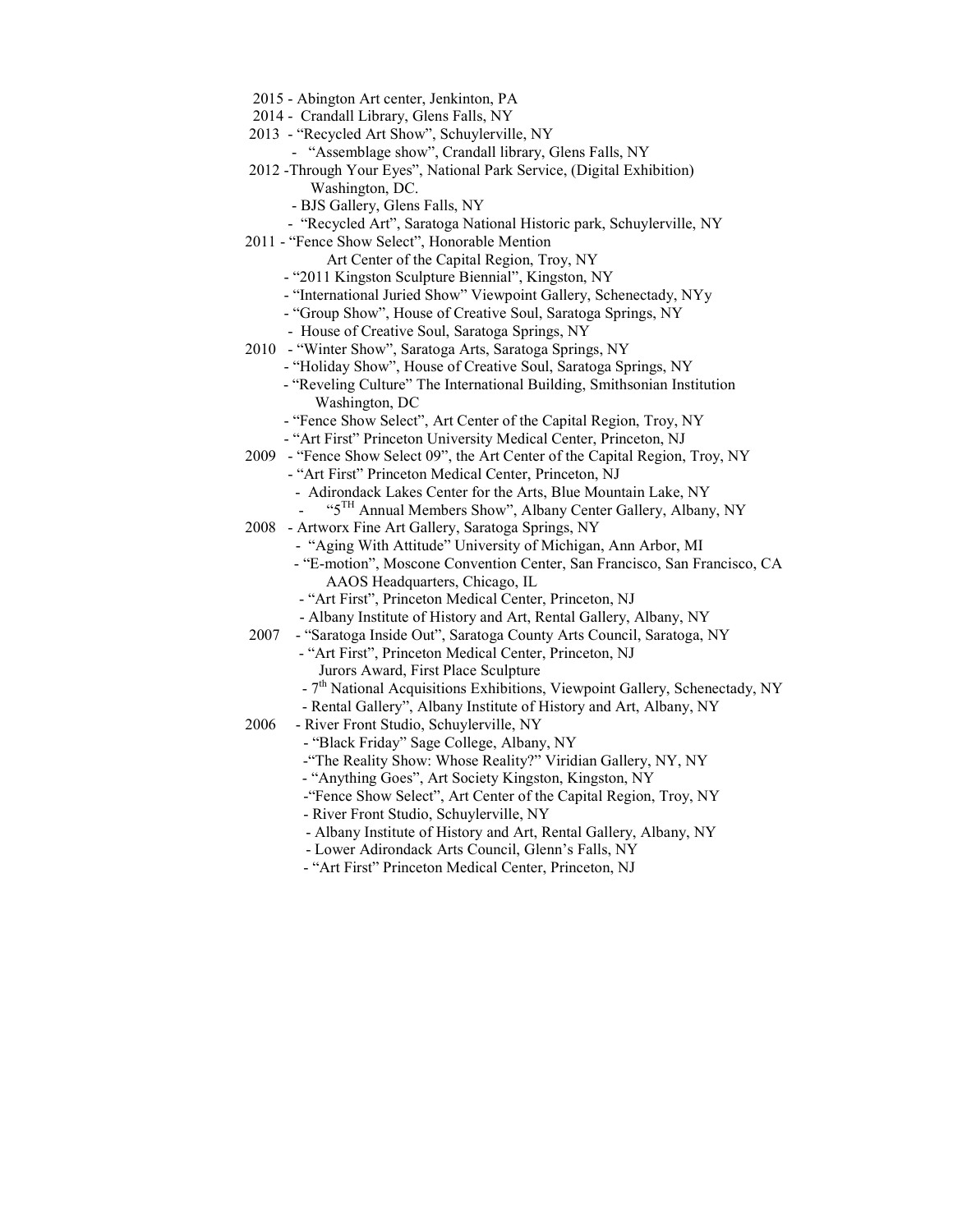2015 - Abington Art center, Jenkinton, PA

2014 - Crandall Library, Glens Falls, NY

2013 - "Recycled Art Show", Schuylerville, NY
- "Assemblage show", Crandall library, Glens Falls, NY

2012 -Through Your Eyes", National Park Service, (Digital Exhibition) Washington, DC.
- BJS Gallery, Glens Falls, NY
- "Recycled Art", Saratoga National Historic park, Schuylerville, NY

2011 - "Fence Show Select", Honorable Mention Art Center of the Capital Region, Troy, NY
- "2011 Kingston Sculpture Biennial", Kingston, NY
- "International Juried Show" Viewpoint Gallery, Schenectady, NYy
- "Group Show", House of Creative Soul, Saratoga Springs, NY
- House of Creative Soul, Saratoga Springs, NY

2010 - "Winter Show", Saratoga Arts, Saratoga Springs, NY
- "Holiday Show", House of Creative Soul, Saratoga Springs, NY
- "Reveling Culture" The International Building, Smithsonian Institution Washington, DC
- "Fence Show Select", Art Center of the Capital Region, Troy, NY
- "Art First" Princeton University Medical Center, Princeton, NJ

2009 - "Fence Show Select 09", the Art Center of the Capital Region, Troy, NY
- "Art First" Princeton Medical Center, Princeton, NJ
- Adirondack Lakes Center for the Arts, Blue Mountain Lake, NY
- "5TH Annual Members Show", Albany Center Gallery, Albany, NY

2008 - Artworx Fine Art Gallery, Saratoga Springs, NY
- "Aging With Attitude" University of Michigan, Ann Arbor, MI
- "E-motion", Moscone Convention Center, San Francisco, San Francisco, CA AAOS Headquarters, Chicago, IL
- "Art First", Princeton Medical Center, Princeton, NJ
- Albany Institute of History and Art, Rental Gallery, Albany, NY

2007 - "Saratoga Inside Out", Saratoga County Arts Council, Saratoga, NY
- "Art First", Princeton Medical Center, Princeton, NJ Jurors Award, First Place Sculpture
- 7th National Acquisitions Exhibitions, Viewpoint Gallery, Schenectady, NY
- Rental Gallery", Albany Institute of History and Art, Albany, NY

2006 - River Front Studio, Schuylerville, NY
- "Black Friday" Sage College, Albany, NY
- "The Reality Show: Whose Reality?" Viridian Gallery, NY, NY
- "Anything Goes", Art Society Kingston, Kingston, NY
- "Fence Show Select", Art Center of the Capital Region, Troy, NY
- River Front Studio, Schuylerville, NY
- Albany Institute of History and Art, Rental Gallery, Albany, NY
- Lower Adirondack Arts Council, Glenn's Falls, NY
- "Art First" Princeton Medical Center, Princeton, NJ